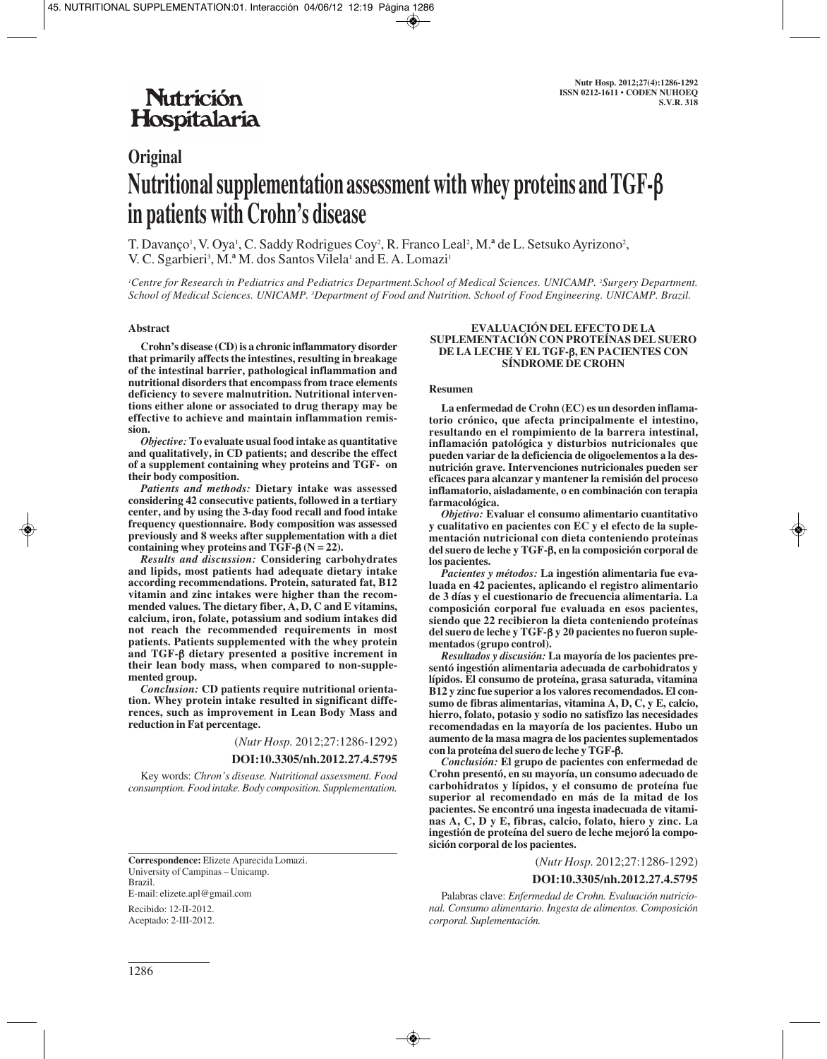# Original

# Nutritional supplementation assessment with whey proteins and TGF-β in patients with Crohn's disease

T. Davanço[1], V. Oya[1], C. Saddy Rodrigues Coy[2], R. Franco Leal[2], M.ª de L. Setsuko Ayrizono[2], V. C. Sgarbieri[3], M.ª M. dos Santos Vilela[1] and E. A. Lomazi[1]

[1]Centre for Research in Pediatrics and Pediatrics Department.School of Medical Sciences. UNICAMP. [2]Surgery Department. School of Medical Sciences. UNICAMP. [3]Department of Food and Nutrition. School of Food Engineering. UNICAMP. Brazil.

## Abstract

**Crohn's disease (CD) is a chronic inflammatory disorder that primarily affects the intestines, resulting in breakage of the intestinal barrier, pathological inflammation and nutritional disorders that encompass from trace elements deficiency to severe malnutrition. Nutritional interventions either alone or associated to drug therapy may be effective to achieve and maintain inflammation remission.**

***Objective:*** **To evaluate usual food intake as quantitative and qualitatively, in CD patients; and describe the effect of a supplement containing whey proteins and TGF- on their body composition.**

***Patients and methods:*** **Dietary intake was assessed considering 42 consecutive patients, followed in a tertiary center, and by using the 3-day food recall and food intake frequency questionnaire. Body composition was assessed previously and 8 weeks after supplementation with a diet containing whey proteins and TGF-β (N = 22).**

***Results and discussion:*** **Considering carbohydrates and lipids, most patients had adequate dietary intake according recommendations. Protein, saturated fat, B12 vitamin and zinc intakes were higher than the recommended values. The dietary fiber, A, D, C and E vitamins, calcium, iron, folate, potassium and sodium intakes did not reach the recommended requirements in most patients. Patients supplemented with the whey protein and TGF-β dietary presented a positive increment in their lean body mass, when compared to non-supplemented group.**

***Conclusion:*** **CD patients require nutritional orientation. Whey protein intake resulted in significant differences, such as improvement in Lean Body Mass and reduction in Fat percentage.**

(*Nutr Hosp.* 2012;27:1286-1292)

**DOI:10.3305/nh.2012.27.4.5795**

Key words: *Chron's disease. Nutritional assessment. Food consumption. Food intake. Body composition. Supplementation.*

## EVALUACIÓN DEL EFECTO DE LA SUPLEMENTACIÓN CON PROTEÍNAS DEL SUERO DE LA LECHE Y EL TGF-β, EN PACIENTES CON SÍNDROME DE CROHN

### Resumen

**La enfermedad de Crohn (EC) es un desorden inflamatorio crónico, que afecta principalmente el intestino, resultando en el rompimiento de la barrera intestinal, inflamación patológica y disturbios nutricionales que pueden variar de la deficiencia de oligoelementos a la desnutrición grave. Intervenciones nutricionales pueden ser eficaces para alcanzar y mantener la remisión del proceso inflamatorio, aisladamente, o en combinación con terapia farmacológica.**

***Objetivo:*** **Evaluar el consumo alimentario cuantitativo y cualitativo en pacientes con EC y el efecto de la suplementación nutricional con dieta conteniendo proteínas del suero de leche y TGF-β, en la composición corporal de los pacientes.**

***Pacientes y métodos:*** **La ingestión alimentaria fue evaluada en 42 pacientes, aplicando el registro alimentario de 3 días y el cuestionario de frecuencia alimentaria. La composición corporal fue evaluada en esos pacientes, siendo que 22 recibieron la dieta conteniendo proteínas del suero de leche y TGF-β y 20 pacientes no fueron suplementados (grupo control).**

***Resultados y discusión:*** **La mayoría de los pacientes presentó ingestión alimentaria adecuada de carbohidratos y lípidos. El consumo de proteína, grasa saturada, vitamina B12 y zinc fue superior a los valores recomendados. El consumo de fibras alimentarias, vitamina A, D, C, y E, calcio, hierro, folato, potasio y sodio no satisfizo las necesidades recomendadas en la mayoría de los pacientes. Hubo un aumento de la masa magra de los pacientes suplementados con la proteína del suero de leche y TGF-β.**

***Conclusión:*** **El grupo de pacientes con enfermedad de Crohn presentó, en su mayoría, un consumo adecuado de carbohidratos y lípidos, y el consumo de proteína fue superior al recomendado en más de la mitad de los pacientes. Se encontró una ingesta inadecuada de vitaminas A, C, D y E, fibras, calcio, folato, hiero y zinc. La ingestión de proteína del suero de leche mejoró la composición corporal de los pacientes.**

(*Nutr Hosp.* 2012;27:1286-1292)

**DOI:10.3305/nh.2012.27.4.5795**

Palabras clave: *Enfermedad de Crohn. Evaluación nutricional. Consumo alimentario. Ingesta de alimentos. Composición corporal. Suplementación.*

---

**Correspondence:** Elizete Aparecida Lomazi.
University of Campinas – Unicamp.
Brazil.
E-mail: elizete.apl@gmail.com

Recibido: 12-II-2012.
Aceptado: 2-III-2012.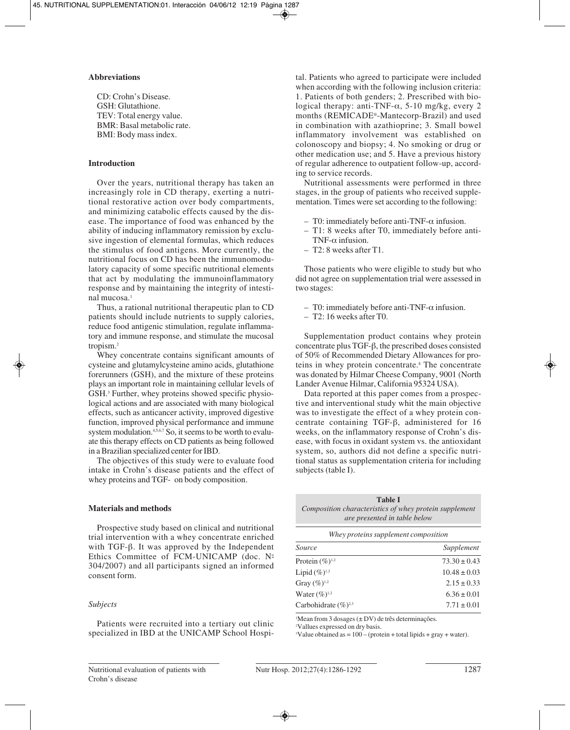### Abbreviations

CD: Crohn's Disease.
GSH: Glutathione.
TEV: Total energy value.
BMR: Basal metabolic rate.
BMI: Body mass index.

### Introduction

Over the years, nutritional therapy has taken an increasingly role in CD therapy, exerting a nutritional restorative action over body compartments, and minimizing catabolic effects caused by the disease. The importance of food was enhanced by the ability of inducing inflammatory remission by exclusive ingestion of elemental formulas, which reduces the stimulus of food antigens. More currently, the nutritional focus on CD has been the immunomodulatory capacity of some specific nutritional elements that act by modulating the immunoinflammatory response and by maintaining the integrity of intestinal mucosa.[1]

Thus, a rational nutritional therapeutic plan to CD patients should include nutrients to supply calories, reduce food antigenic stimulation, regulate inflammatory and immune response, and stimulate the mucosal tropism.[2]

Whey concentrate contains significant amounts of cysteine and glutamylcysteine amino acids, glutathione forerunners (GSH), and the mixture of these proteins plays an important role in maintaining cellular levels of GSH.[3] Further, whey proteins showed specific physiological actions and are associated with many biological effects, such as anticancer activity, improved digestive function, improved physical performance and immune system modulation.[4,5,6,7] So, it seems to be worth to evaluate this therapy effects on CD patients as being followed in a Brazilian specialized center for IBD.

The objectives of this study were to evaluate food intake in Crohn's disease patients and the effect of whey proteins and TGF- on body composition.

### Materials and methods

Prospective study based on clinical and nutritional trial intervention with a whey concentrate enriched with TGF-β. It was approved by the Independent Ethics Committee of FCM-UNICAMP (doc. Nº 304/2007) and all participants signed an informed consent form.

#### *Subjects*

Patients were recruited into a tertiary out clinic specialized in IBD at the UNICAMP School Hospital. Patients who agreed to participate were included when according with the following inclusion criteria: 1. Patients of both genders; 2. Prescribed with biological therapy: anti-TNF-α, 5-10 mg/kg, every 2 months (REMICADE®-Mantecorp-Brazil) and used in combination with azathioprine; 3. Small bowel inflammatory involvement was established on colonoscopy and biopsy; 4. No smoking or drug or other medication use; and 5. Have a previous history of regular adherence to outpatient follow-up, according to service records.

Nutritional assessments were performed in three stages, in the group of patients who received supplementation. Times were set according to the following:

- T0: immediately before anti-TNF-α infusion.
- T1: 8 weeks after T0, immediately before anti-TNF-α infusion.
- T2: 8 weeks after T1.

Those patients who were eligible to study but who did not agree on supplementation trial were assessed in two stages:

- T0: immediately before anti-TNF-α infusion.
- T2: 16 weeks after T0.

Supplementation product contains whey protein concentrate plus TGF-β, the prescribed doses consisted of 50% of Recommended Dietary Allowances for proteins in whey protein concentrate.[8] The concentrate was donated by Hilmar Cheese Company, 9001 (North Lander Avenue Hilmar, California 95324 USA).

Data reported at this paper comes from a prospective and interventional study whit the main objective was to investigate the effect of a whey protein concentrate containing TGF-β, administered for 16 weeks, on the inflammatory response of Crohn's disease, with focus in oxidant system vs. the antioxidant system, so, authors did not define a specific nutritional status as supplementation criteria for including subjects (table I).

**Table I**
*Composition characteristics of whey protein supplement are presented in table below*

| *Whey proteins supplement composition* | |
|---|---|
| *Source* | *Supplement* |
| Protein (%)[1,2] | 73.30 ± 0.43 |
| Lipid (%)[1,2] | 10.48 ± 0.03 |
| Gray (%)[1,2] | 2.15 ± 0.33 |
| Water (%)[1,2] | 6.36 ± 0.01 |
| Carbohidrate (%)[2,3] | 7.71 ± 0.01 |

[1]Mean from 3 dosages (± DV) de três determinações.
[2]Vallues expressed on dry basis.
[3]Value obtained as = 100 – (protein + total lipids + gray + water).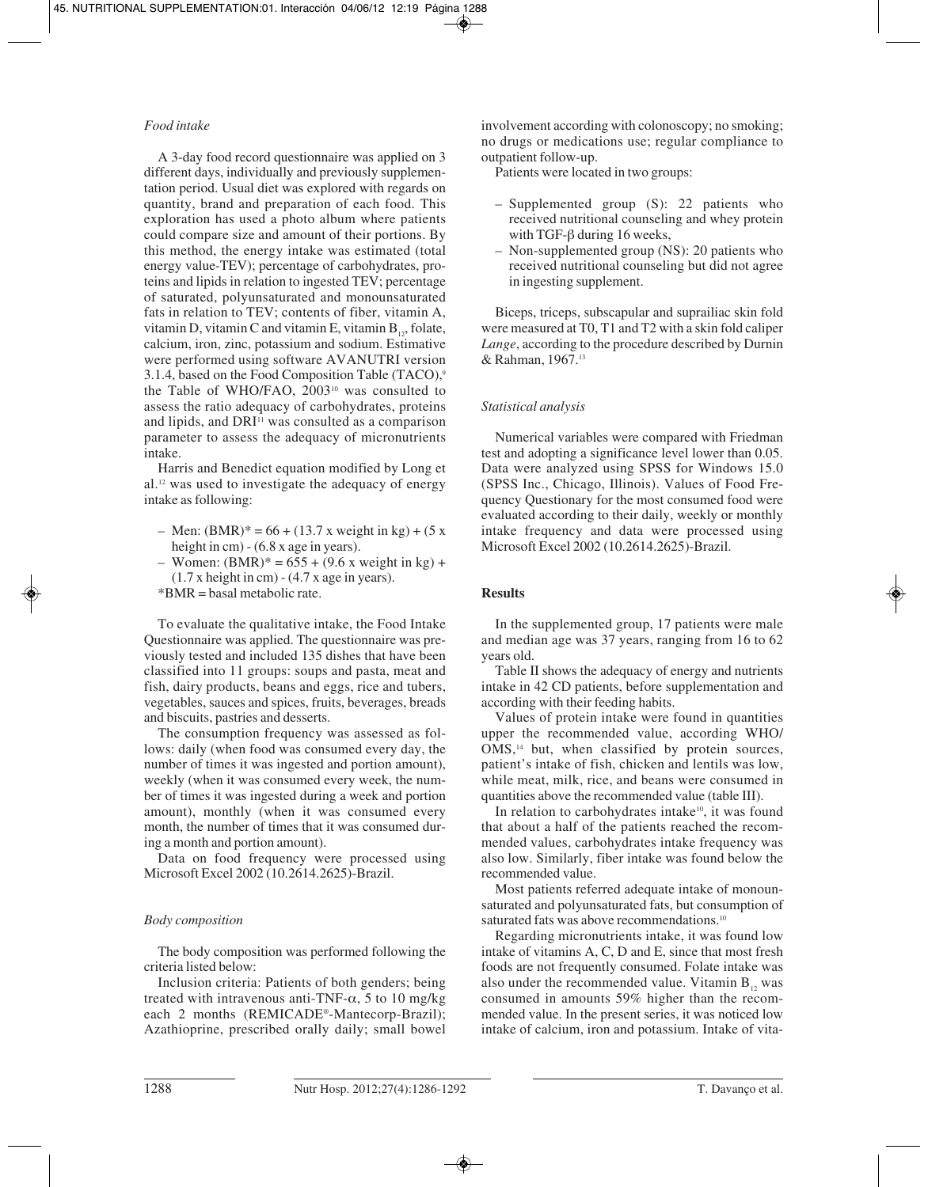*Food intake*

A 3-day food record questionnaire was applied on 3 different days, individually and previously supplementation period. Usual diet was explored with regards on quantity, brand and preparation of each food. This exploration has used a photo album where patients could compare size and amount of their portions. By this method, the energy intake was estimated (total energy value-TEV); percentage of carbohydrates, proteins and lipids in relation to ingested TEV; percentage of saturated, polyunsaturated and monounsaturated fats in relation to TEV; contents of fiber, vitamin A, vitamin D, vitamin C and vitamin E, vitamin $B_{12}$, folate, calcium, iron, zinc, potassium and sodium. Estimative were performed using software AVANUTRI version 3.1.4, based on the Food Composition Table (TACO),[9] the Table of WHO/FAO, 2003[10] was consulted to assess the ratio adequacy of carbohydrates, proteins and lipids, and DRI[11] was consulted as a comparison parameter to assess the adequacy of micronutrients intake.

Harris and Benedict equation modified by Long et al.[12] was used to investigate the adequacy of energy intake as following:

- Men: (BMR)* = 66 + (13.7 x weight in kg) + (5 x height in cm) - (6.8 x age in years).
- Women: (BMR)* = 655 + (9.6 x weight in kg) + (1.7 x height in cm) - (4.7 x age in years).

*BMR = basal metabolic rate.

To evaluate the qualitative intake, the Food Intake Questionnaire was applied. The questionnaire was previously tested and included 135 dishes that have been classified into 11 groups: soups and pasta, meat and fish, dairy products, beans and eggs, rice and tubers, vegetables, sauces and spices, fruits, beverages, breads and biscuits, pastries and desserts.

The consumption frequency was assessed as follows: daily (when food was consumed every day, the number of times it was ingested and portion amount), weekly (when it was consumed every week, the number of times it was ingested during a week and portion amount), monthly (when it was consumed every month, the number of times that it was consumed during a month and portion amount).

Data on food frequency were processed using Microsoft Excel 2002 (10.2614.2625)-Brazil.

*Body composition*

The body composition was performed following the criteria listed below:

Inclusion criteria: Patients of both genders; being treated with intravenous anti-TNF-α, 5 to 10 mg/kg each 2 months (REMICADE®-Mantecorp-Brazil); Azathioprine, prescribed orally daily; small bowel involvement according with colonoscopy; no smoking; no drugs or medications use; regular compliance to outpatient follow-up.

Patients were located in two groups:

- Supplemented group (S): 22 patients who received nutritional counseling and whey protein with TGF-β during 16 weeks,
- Non-supplemented group (NS): 20 patients who received nutritional counseling but did not agree in ingesting supplement.

Biceps, triceps, subscapular and suprailiac skin fold were measured at T0, T1 and T2 with a skin fold caliper *Lange*, according to the procedure described by Durnin & Rahman, 1967.[13]

*Statistical analysis*

Numerical variables were compared with Friedman test and adopting a significance level lower than 0.05. Data were analyzed using SPSS for Windows 15.0 (SPSS Inc., Chicago, Illinois). Values of Food Frequency Questionary for the most consumed food were evaluated according to their daily, weekly or monthly intake frequency and data were processed using Microsoft Excel 2002 (10.2614.2625)-Brazil.

## Results

In the supplemented group, 17 patients were male and median age was 37 years, ranging from 16 to 62 years old.

Table II shows the adequacy of energy and nutrients intake in 42 CD patients, before supplementation and according with their feeding habits.

Values of protein intake were found in quantities upper the recommended value, according WHO/OMS,[14] but, when classified by protein sources, patient's intake of fish, chicken and lentils was low, while meat, milk, rice, and beans were consumed in quantities above the recommended value (table III).

In relation to carbohydrates intake[10], it was found that about a half of the patients reached the recommended values, carbohydrates intake frequency was also low. Similarly, fiber intake was found below the recommended value.

Most patients referred adequate intake of monounsaturated and polyunsaturated fats, but consumption of saturated fats was above recommendations.[10]

Regarding micronutrients intake, it was found low intake of vitamins A, C, D and E, since that most fresh foods are not frequently consumed. Folate intake was also under the recommended value. Vitamin $B_{12}$ was consumed in amounts 59% higher than the recommended value. In the present series, it was noticed low intake of calcium, iron and potassium. Intake of vita-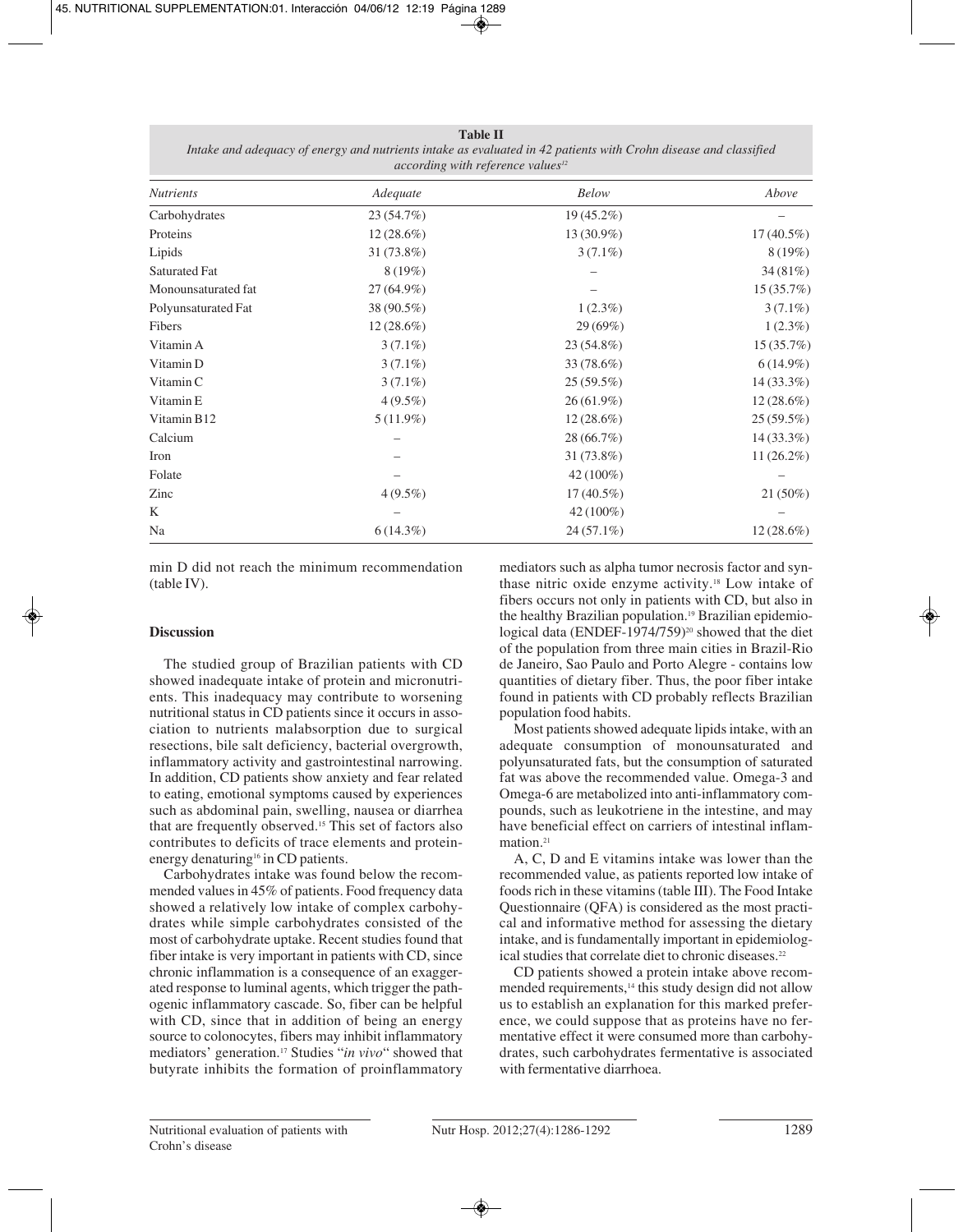**Table II**
*Intake and adequacy of energy and nutrients intake as evaluated in 42 patients with Crohn disease and classified according with reference values[12]*

| *Nutrients* | *Adequate* | *Below* | *Above* |
|---|---|---|---|
| Carbohydrates | 23 (54.7%) | 19 (45.2%) | – |
| Proteins | 12 (28.6%) | 13 (30.9%) | 17 (40.5%) |
| Lipids | 31 (73.8%) | 3 (7.1%) | 8 (19%) |
| Saturated Fat | 8 (19%) | – | 34 (81%) |
| Monounsaturated fat | 27 (64.9%) | – | 15 (35.7%) |
| Polyunsaturated Fat | 38 (90.5%) | 1 (2.3%) | 3 (7.1%) |
| Fibers | 12 (28.6%) | 29 (69%) | 1 (2.3%) |
| Vitamin A | 3 (7.1%) | 23 (54.8%) | 15 (35.7%) |
| Vitamin D | 3 (7.1%) | 33 (78.6%) | 6 (14.9%) |
| Vitamin C | 3 (7.1%) | 25 (59.5%) | 14 (33.3%) |
| Vitamin E | 4 (9.5%) | 26 (61.9%) | 12 (28.6%) |
| Vitamin B12 | 5 (11.9%) | 12 (28.6%) | 25 (59.5%) |
| Calcium | – | 28 (66.7%) | 14 (33.3%) |
| Iron | – | 31 (73.8%) | 11 (26.2%) |
| Folate | – | 42 (100%) | – |
| Zinc | 4 (9.5%) | 17 (40.5%) | 21 (50%) |
| K | – | 42 (100%) | – |
| Na | 6 (14.3%) | 24 (57.1%) | 12 (28.6%) |

min D did not reach the minimum recommendation (table IV).

## Discussion

The studied group of Brazilian patients with CD showed inadequate intake of protein and micronutrients. This inadequacy may contribute to worsening nutritional status in CD patients since it occurs in association to nutrients malabsorption due to surgical resections, bile salt deficiency, bacterial overgrowth, inflammatory activity and gastrointestinal narrowing. In addition, CD patients show anxiety and fear related to eating, emotional symptoms caused by experiences such as abdominal pain, swelling, nausea or diarrhea that are frequently observed.[15] This set of factors also contributes to deficits of trace elements and protein-energy denaturing[16] in CD patients.

Carbohydrates intake was found below the recommended values in 45% of patients. Food frequency data showed a relatively low intake of complex carbohydrates while simple carbohydrates consisted of the most of carbohydrate uptake. Recent studies found that fiber intake is very important in patients with CD, since chronic inflammation is a consequence of an exaggerated response to luminal agents, which trigger the pathogenic inflammatory cascade. So, fiber can be helpful with CD, since that in addition of being an energy source to colonocytes, fibers may inhibit inflammatory mediators' generation.[17] Studies "*in vivo*" showed that butyrate inhibits the formation of proinflammatory mediators such as alpha tumor necrosis factor and synthase nitric oxide enzyme activity.[18] Low intake of fibers occurs not only in patients with CD, but also in the healthy Brazilian population.[19] Brazilian epidemiological data (ENDEF-1974/759)[20] showed that the diet of the population from three main cities in Brazil-Rio de Janeiro, Sao Paulo and Porto Alegre - contains low quantities of dietary fiber. Thus, the poor fiber intake found in patients with CD probably reflects Brazilian population food habits.

Most patients showed adequate lipids intake, with an adequate consumption of monounsaturated and polyunsaturated fats, but the consumption of saturated fat was above the recommended value. Omega-3 and Omega-6 are metabolized into anti-inflammatory compounds, such as leukotriene in the intestine, and may have beneficial effect on carriers of intestinal inflammation.[21]

A, C, D and E vitamins intake was lower than the recommended value, as patients reported low intake of foods rich in these vitamins (table III). The Food Intake Questionnaire (QFA) is considered as the most practical and informative method for assessing the dietary intake, and is fundamentally important in epidemiological studies that correlate diet to chronic diseases.[22]

CD patients showed a protein intake above recommended requirements,[14] this study design did not allow us to establish an explanation for this marked preference, we could suppose that as proteins have no fermentative effect it were consumed more than carbohydrates, such carbohydrates fermentative is associated with fermentative diarrhoea.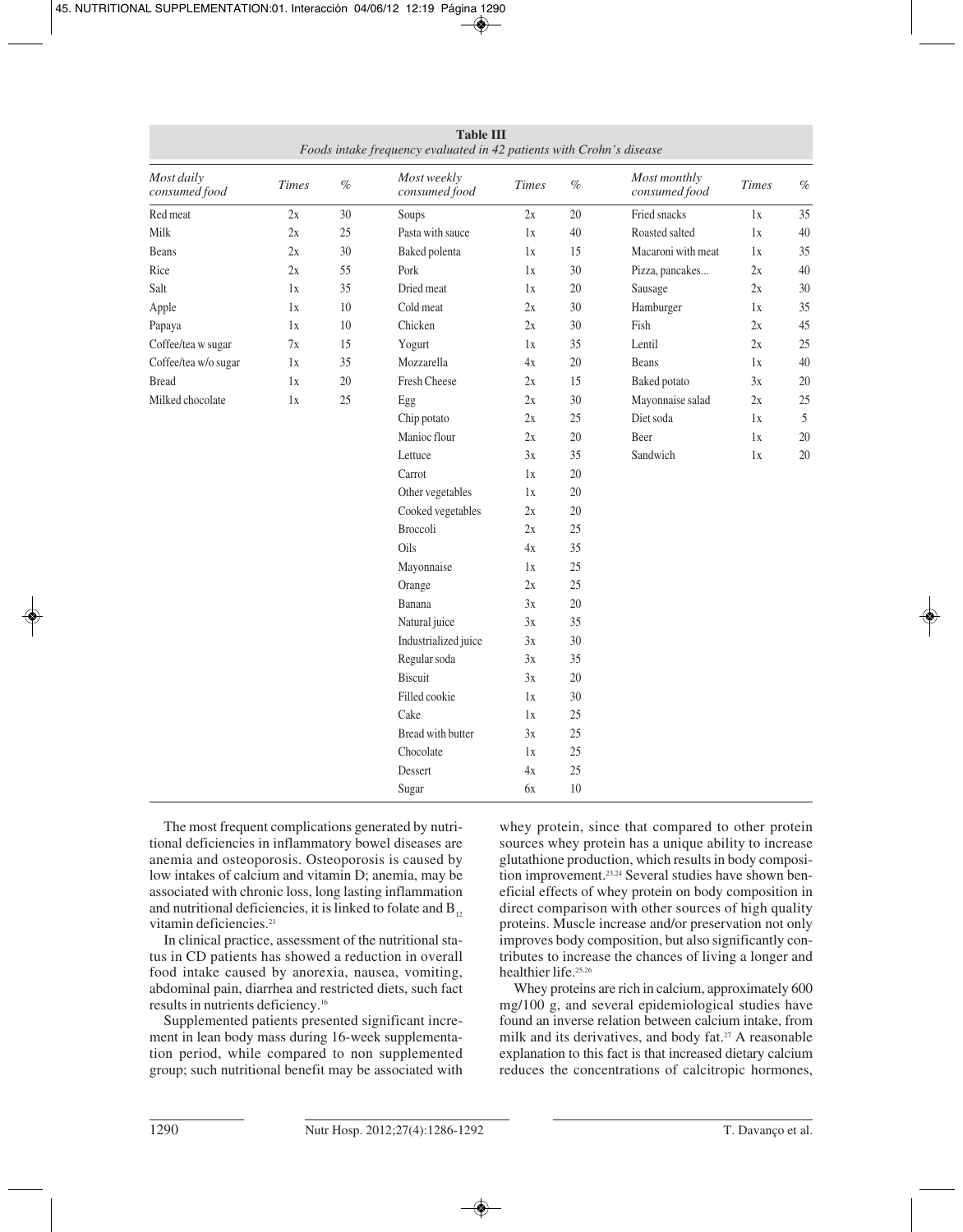**Table III**
*Foods intake frequency evaluated in 42 patients with Crohn's disease*

| *Most daily consumed food* | *Times* | *%* | *Most weekly consumed food* | *Times* | *%* | *Most monthly consumed food* | *Times* | *%* |
|---|---|---|---|---|---|---|---|---|
| Red meat | 2x | 30 | Soups | 2x | 20 | Fried snacks | 1x | 35 |
| Milk | 2x | 25 | Pasta with sauce | 1x | 40 | Roasted salted | 1x | 40 |
| Beans | 2x | 30 | Baked polenta | 1x | 15 | Macaroni with meat | 1x | 35 |
| Rice | 2x | 55 | Pork | 1x | 30 | Pizza, pancakes... | 2x | 40 |
| Salt | 1x | 35 | Dried meat | 1x | 20 | Sausage | 2x | 30 |
| Apple | 1x | 10 | Cold meat | 2x | 30 | Hamburger | 1x | 35 |
| Papaya | 1x | 10 | Chicken | 2x | 30 | Fish | 2x | 45 |
| Coffee/tea w sugar | 7x | 15 | Yogurt | 1x | 35 | Lentil | 2x | 25 |
| Coffee/tea w/o sugar | 1x | 35 | Mozzarella | 4x | 20 | Beans | 1x | 40 |
| Bread | 1x | 20 | Fresh Cheese | 2x | 15 | Baked potato | 3x | 20 |
| Milked chocolate | 1x | 25 | Egg | 2x | 30 | Mayonnaise salad | 2x | 25 |
| | | | Chip potato | 2x | 25 | Diet soda | 1x | 5 |
| | | | Manioc flour | 2x | 20 | Beer | 1x | 20 |
| | | | Lettuce | 3x | 35 | Sandwich | 1x | 20 |
| | | | Carrot | 1x | 20 | | | |
| | | | Other vegetables | 1x | 20 | | | |
| | | | Cooked vegetables | 2x | 20 | | | |
| | | | Broccoli | 2x | 25 | | | |
| | | | Oils | 4x | 35 | | | |
| | | | Mayonnaise | 1x | 25 | | | |
| | | | Orange | 2x | 25 | | | |
| | | | Banana | 3x | 20 | | | |
| | | | Natural juice | 3x | 35 | | | |
| | | | Industrialized juice | 3x | 30 | | | |
| | | | Regular soda | 3x | 35 | | | |
| | | | Biscuit | 3x | 20 | | | |
| | | | Filled cookie | 1x | 30 | | | |
| | | | Cake | 1x | 25 | | | |
| | | | Bread with butter | 3x | 25 | | | |
| | | | Chocolate | 1x | 25 | | | |
| | | | Dessert | 4x | 25 | | | |
| | | | Sugar | 6x | 10 | | | |

The most frequent complications generated by nutritional deficiencies in inflammatory bowel diseases are anemia and osteoporosis. Osteoporosis is caused by low intakes of calcium and vitamin D; anemia, may be associated with chronic loss, long lasting inflammation and nutritional deficiencies, it is linked to folate and $B_{12}$ vitamin deficiencies.[21]

In clinical practice, assessment of the nutritional status in CD patients has showed a reduction in overall food intake caused by anorexia, nausea, vomiting, abdominal pain, diarrhea and restricted diets, such fact results in nutrients deficiency.[16]

Supplemented patients presented significant increment in lean body mass during 16-week supplementation period, while compared to non supplemented group; such nutritional benefit may be associated with whey protein, since that compared to other protein sources whey protein has a unique ability to increase glutathione production, which results in body composition improvement.[23,24] Several studies have shown beneficial effects of whey protein on body composition in direct comparison with other sources of high quality proteins. Muscle increase and/or preservation not only improves body composition, but also significantly contributes to increase the chances of living a longer and healthier life.[25,26]

Whey proteins are rich in calcium, approximately 600 mg/100 g, and several epidemiological studies have found an inverse relation between calcium intake, from milk and its derivatives, and body fat.[27] A reasonable explanation to this fact is that increased dietary calcium reduces the concentrations of calcitropic hormones,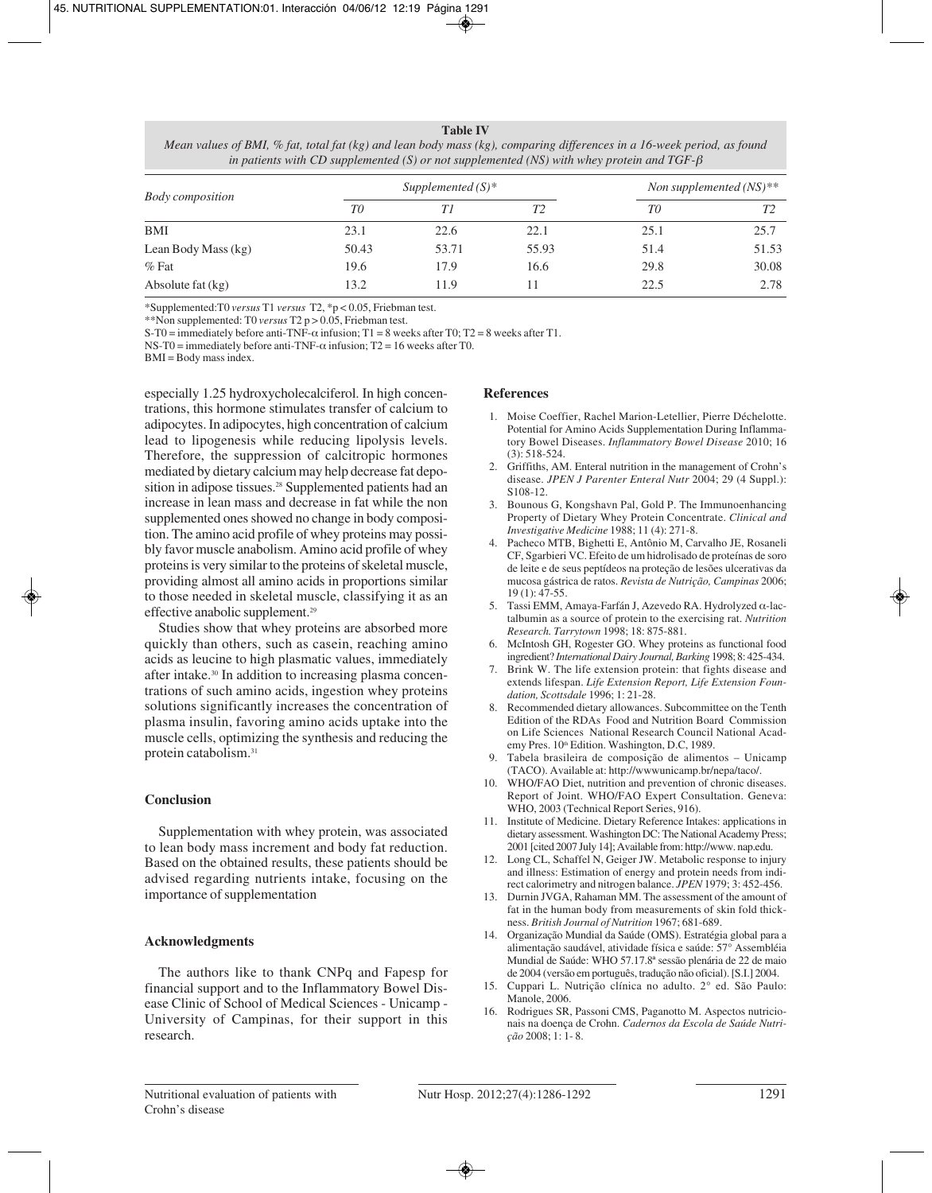**Table IV**

*Mean values of BMI, % fat, total fat (kg) and lean body mass (kg), comparing differences in a 16-week period, as found in patients with CD supplemented (S) or not supplemented (NS) with whey protein and TGF-$\beta$*

| Body composition | Supplemented (S)* | | | Non supplemented (NS)** | |
|---|---|---|---|---|---|
| | *T0* | *T1* | *T2* | *T0* | *T2* |
| BMI | 23.1 | 22.6 | 22.1 | 25.1 | 25.7 |
| Lean Body Mass (kg) | 50.43 | 53.71 | 55.93 | 51.4 | 51.53 |
| % Fat | 19.6 | 17.9 | 16.6 | 29.8 | 30.08 |
| Absolute fat (kg) | 13.2 | 11.9 | 11 | 22.5 | 2.78 |

*Supplemented:T0 *versus* T1 *versus* T2, *$p < 0.05$, Friebman test.

**Non supplemented: T0 *versus* T2 $p > 0.05$, Friebman test.

S-T0 = immediately before anti-TNF-$\alpha$ infusion; T1 = 8 weeks after T0; T2 = 8 weeks after T1.

NS-T0 = immediately before anti-TNF-$\alpha$ infusion; T2 = 16 weeks after T0.

BMI = Body mass index.

especially 1.25 hydroxycholecalciferol. In high concentrations, this hormone stimulates transfer of calcium to adipocytes. In adipocytes, high concentration of calcium lead to lipogenesis while reducing lipolysis levels. Therefore, the suppression of calcitropic hormones mediated by dietary calcium may help decrease fat deposition in adipose tissues.[28] Supplemented patients had an increase in lean mass and decrease in fat while the non supplemented ones showed no change in body composition. The amino acid profile of whey proteins may possibly favor muscle anabolism. Amino acid profile of whey proteins is very similar to the proteins of skeletal muscle, providing almost all amino acids in proportions similar to those needed in skeletal muscle, classifying it as an effective anabolic supplement.[29]

Studies show that whey proteins are absorbed more quickly than others, such as casein, reaching amino acids as leucine to high plasmatic values, immediately after intake.[30] In addition to increasing plasma concentrations of such amino acids, ingestion whey proteins solutions significantly increases the concentration of plasma insulin, favoring amino acids uptake into the muscle cells, optimizing the synthesis and reducing the protein catabolism.[31]

## Conclusion

Supplementation with whey protein, was associated to lean body mass increment and body fat reduction. Based on the obtained results, these patients should be advised regarding nutrients intake, focusing on the importance of supplementation

## Acknowledgments

The authors like to thank CNPq and Fapesp for financial support and to the Inflammatory Bowel Disease Clinic of School of Medical Sciences - Unicamp - University of Campinas, for their support in this research.

## References

1. Moise Coeffier, Rachel Marion-Letellier, Pierre Déchelotte. Potential for Amino Acids Supplementation During Inflammatory Bowel Diseases. *Inflammatory Bowel Disease* 2010; 16 (3): 518-524.
2. Griffiths, AM. Enteral nutrition in the management of Crohn's disease. *JPEN J Parenter Enteral Nutr* 2004; 29 (4 Suppl.): S108-12.
3. Bounous G, Kongshavn Pal, Gold P. The Immunoenhancing Property of Dietary Whey Protein Concentrate. *Clinical and Investigative Medicine* 1988; 11 (4): 271-8.
4. Pacheco MTB, Bighetti E, Antônio M, Carvalho JE, Rosaneli CF, Sgarbieri VC. Efeito de um hidrolisado de proteínas de soro de leite e de seus peptídeos na proteção de lesões ulcerativas da mucosa gástrica de ratos. *Revista de Nutrição, Campinas* 2006; 19 (1): 47-55.
5. Tassi EMM, Amaya-Farfán J, Azevedo RA. Hydrolyzed $\alpha$-lactalbumin as a source of protein to the exercising rat. *Nutrition Research. Tarrytown* 1998; 18: 875-881.
6. McIntosh GH, Rogester GO. Whey proteins as functional food ingredient? *International Dairy Journal, Barking* 1998; 8: 425-434.
7. Brink W. The life extension protein: that fights disease and extends lifespan. *Life Extension Report, Life Extension Foundation, Scottsdale* 1996; 1: 21-28.
8. Recommended dietary allowances. Subcommittee on the Tenth Edition of the RDAs Food and Nutrition Board Commission on Life Sciences National Research Council National Academy Pres. 10th Edition. Washington, D.C, 1989.
9. Tabela brasileira de composição de alimentos – Unicamp (TACO). Available at: http://wwwunicamp.br/nepa/taco/.
10. WHO/FAO Diet, nutrition and prevention of chronic diseases. Report of Joint. WHO/FAO Expert Consultation. Geneva: WHO, 2003 (Technical Report Series, 916).
11. Institute of Medicine. Dietary Reference Intakes: applications in dietary assessment. Washington DC: The National Academy Press; 2001 [cited 2007 July 14]; Available from: http://www. nap.edu.
12. Long CL, Schaffel N, Geiger JW. Metabolic response to injury and illness: Estimation of energy and protein needs from indirect calorimetry and nitrogen balance. *JPEN* 1979; 3: 452-456.
13. Durnin JVGA, Rahaman MM. The assessment of the amount of fat in the human body from measurements of skin fold thickness. *British Journal of Nutrition* 1967; 681-689.
14. Organização Mundial da Saúde (OMS). Estratégia global para a alimentação saudável, atividade física e saúde: 57° Assembléia Mundial de Saúde: WHO 57.17.8ª sessão plenária de 22 de maio de 2004 (versão em português, tradução não oficial). [S.I.] 2004.
15. Cuppari L. Nutrição clínica no adulto. 2° ed. São Paulo: Manole, 2006.
16. Rodrigues SR, Passoni CMS, Paganotto M. Aspectos nutricionais na doença de Crohn. *Cadernos da Escola de Saúde Nutrição* 2008; 1: 1- 8.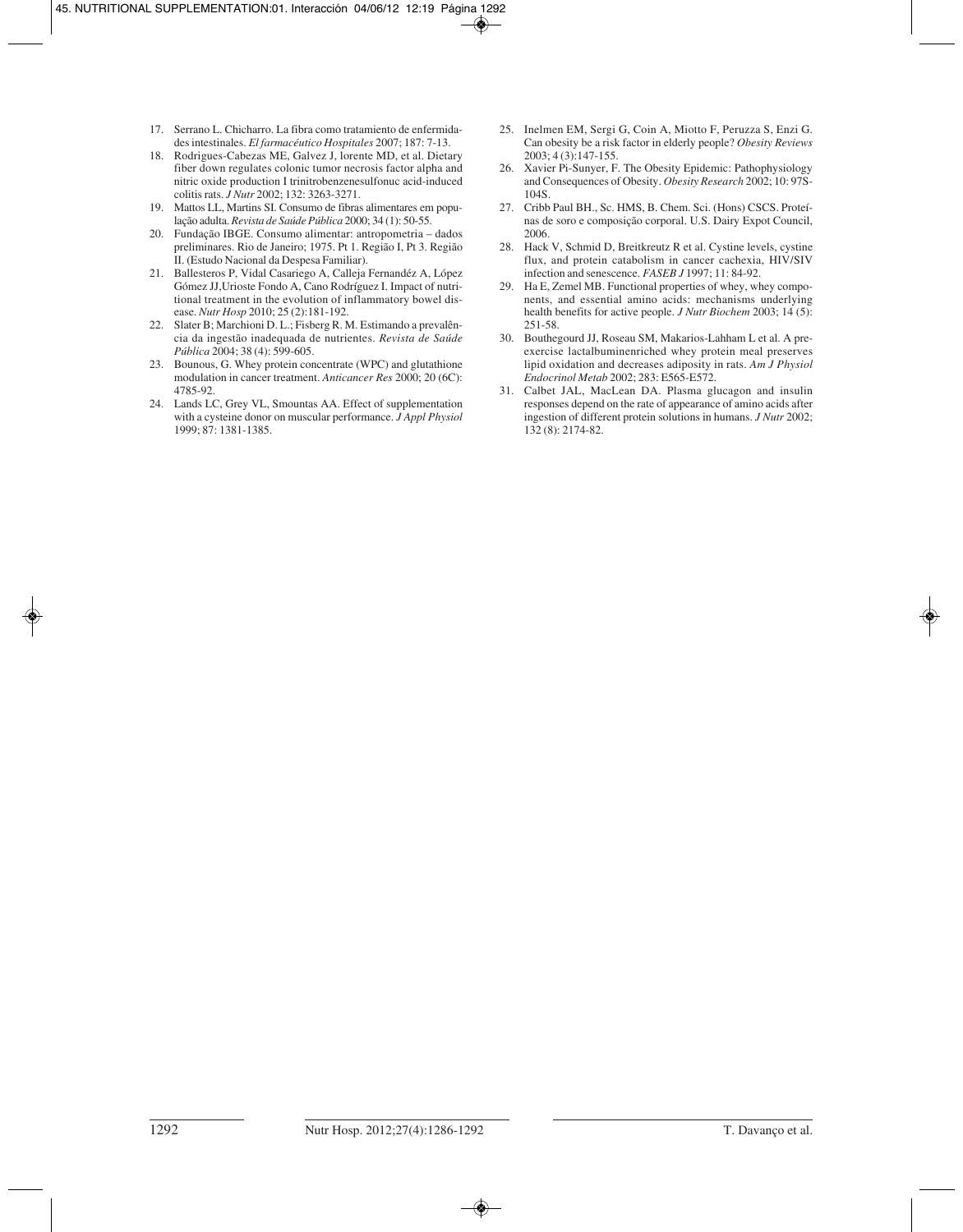17. Serrano L. Chicharro. La fibra como tratamiento de enfermidades intestinales. *El farmacéutico Hospitales* 2007; 187: 7-13.
18. Rodrigues-Cabezas ME, Galvez J, lorente MD, et al. Dietary fiber down regulates colonic tumor necrosis factor alpha and nitric oxide production I trinitrobenzenesulfonuc acid-induced colitis rats. *J Nutr* 2002; 132: 3263-3271.
19. Mattos LL, Martins SI. Consumo de fibras alimentares em população adulta. *Revista de Saúde Pública* 2000; 34 (1): 50-55.
20. Fundação IBGE. Consumo alimentar: antropometria – dados preliminares. Rio de Janeiro; 1975. Pt 1. Região I, Pt 3. Região II. (Estudo Nacional da Despesa Familiar).
21. Ballesteros P, Vidal Casariego A, Calleja Fernandéz A, López Gómez JJ,Urioste Fondo A, Cano Rodríguez I. Impact of nutritional treatment in the evolution of inflammatory bowel disease. *Nutr Hosp* 2010; 25 (2):181-192.
22. Slater B; Marchioni D. L.; Fisberg R. M. Estimando a prevalência da ingestão inadequada de nutrientes. *Revista de Saúde Pública* 2004; 38 (4): 599-605.
23. Bounous, G. Whey protein concentrate (WPC) and glutathione modulation in cancer treatment. *Anticancer Res* 2000; 20 (6C): 4785-92.
24. Lands LC, Grey VL, Smountas AA. Effect of supplementation with a cysteine donor on muscular performance. *J Appl Physiol* 1999; 87: 1381-1385.
25. Inelmen EM, Sergi G, Coin A, Miotto F, Peruzza S, Enzi G. Can obesity be a risk factor in elderly people? *Obesity Reviews* 2003; 4 (3):147-155.
26. Xavier Pi-Sunyer, F. The Obesity Epidemic: Pathophysiology and Consequences of Obesity. *Obesity Research* 2002; 10: 97S-104S.
27. Cribb Paul BH., Sc. HMS, B. Chem. Sci. (Hons) CSCS. Proteínas de soro e composição corporal. U.S. Dairy Expot Council, 2006.
28. Hack V, Schmid D, Breitkreutz R et al. Cystine levels, cystine flux, and protein catabolism in cancer cachexia, HIV/SIV infection and senescence. *FASEB J* 1997; 11: 84-92.
29. Ha E, Zemel MB. Functional properties of whey, whey components, and essential amino acids: mechanisms underlying health benefits for active people. *J Nutr Biochem* 2003; 14 (5): 251-58.
30. Bouthegourd JJ, Roseau SM, Makarios-Lahham L et al. A pre-exercise lactalbuminenriched whey protein meal preserves lipid oxidation and decreases adiposity in rats. *Am J Physiol Endocrinol Metab* 2002; 283: E565-E572.
31. Calbet JAL, MacLean DA. Plasma glucagon and insulin responses depend on the rate of appearance of amino acids after ingestion of different protein solutions in humans. *J Nutr* 2002; 132 (8): 2174-82.